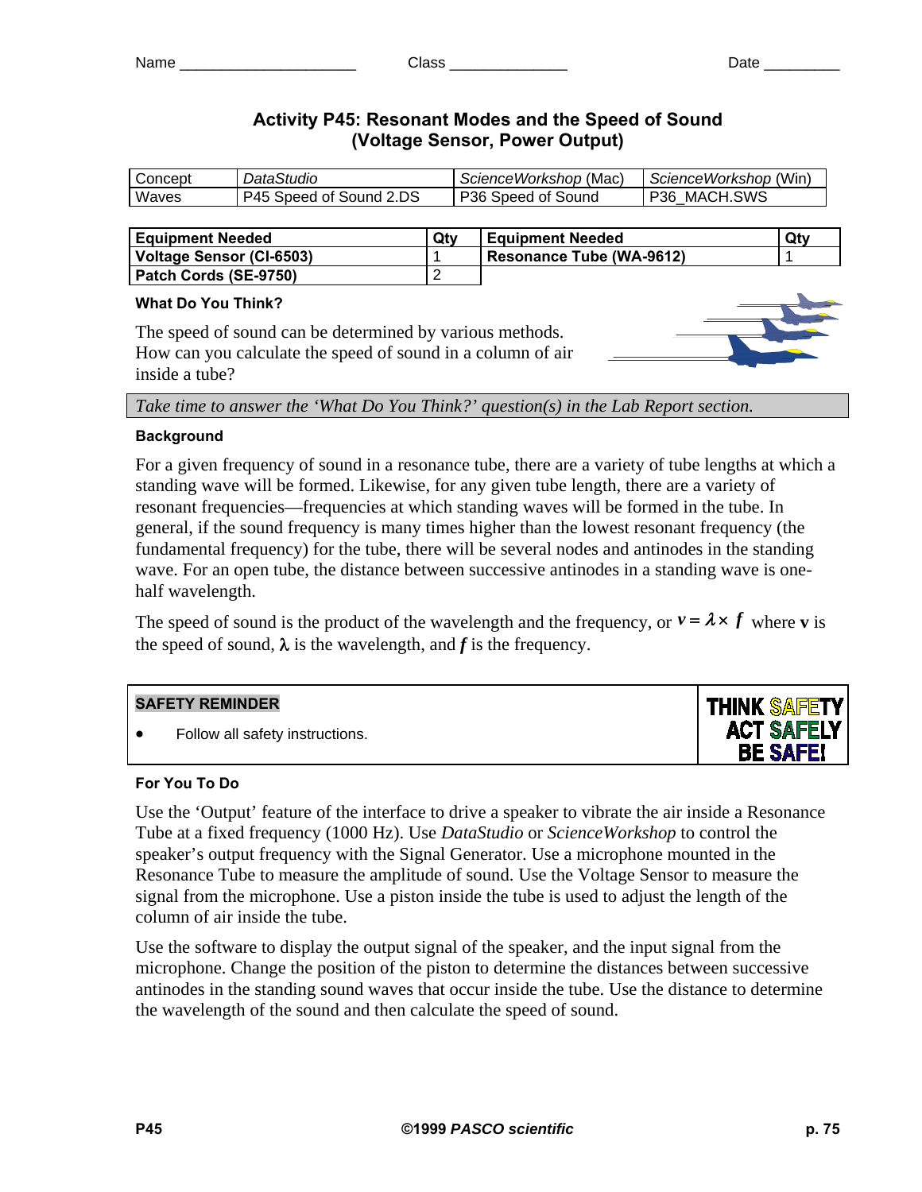Name ____________________ Class ______________ Date _________

# Activity P45: Resonant Modes and the Speed of Sound (Voltage Sensor, Power Output)

| Concept | *DataStudio* | *ScienceWorkshop* (Mac) | *ScienceWorkshop* (Win) |
|---|---|---|---|
| Waves | P45 Speed of Sound 2.DS | P36 Speed of Sound | P36_MACH.SWS |

| Equipment Needed | Qty | Equipment Needed | Qty |
|---|---|---|---|
| Voltage Sensor (CI-6503) | 1 | Resonance Tube (WA-9612) | 1 |
| Patch Cords (SE-9750) | 2 | | |

### What Do You Think?

The speed of sound can be determined by various methods. How can you calculate the speed of sound in a column of air inside a tube?

*Take time to answer the 'What Do You Think?' question(s) in the Lab Report section.*

### Background

For a given frequency of sound in a resonance tube, there are a variety of tube lengths at which a standing wave will be formed. Likewise, for any given tube length, there are a variety of resonant frequencies—frequencies at which standing waves will be formed in the tube. In general, if the sound frequency is many times higher than the lowest resonant frequency (the fundamental frequency) for the tube, there will be several nodes and antinodes in the standing wave. For an open tube, the distance between successive antinodes in a standing wave is one-half wavelength.

The speed of sound is the product of the wavelength and the frequency, or $v = \lambda \times f$ where **v** is the speed of sound, $\lambda$ is the wavelength, and $f$ is the frequency.

| SAFETY REMINDER | |
|---|---|
| • Follow all safety instructions. | THINK SAFETY ACT SAFELY BE SAFE! |

### For You To Do

Use the 'Output' feature of the interface to drive a speaker to vibrate the air inside a Resonance Tube at a fixed frequency (1000 Hz). Use *DataStudio* or *ScienceWorkshop* to control the speaker's output frequency with the Signal Generator. Use a microphone mounted in the Resonance Tube to measure the amplitude of sound. Use the Voltage Sensor to measure the signal from the microphone. Use a piston inside the tube is used to adjust the length of the column of air inside the tube.

Use the software to display the output signal of the speaker, and the input signal from the microphone. Change the position of the piston to determine the distances between successive antinodes in the standing sound waves that occur inside the tube. Use the distance to determine the wavelength of the sound and then calculate the speed of sound.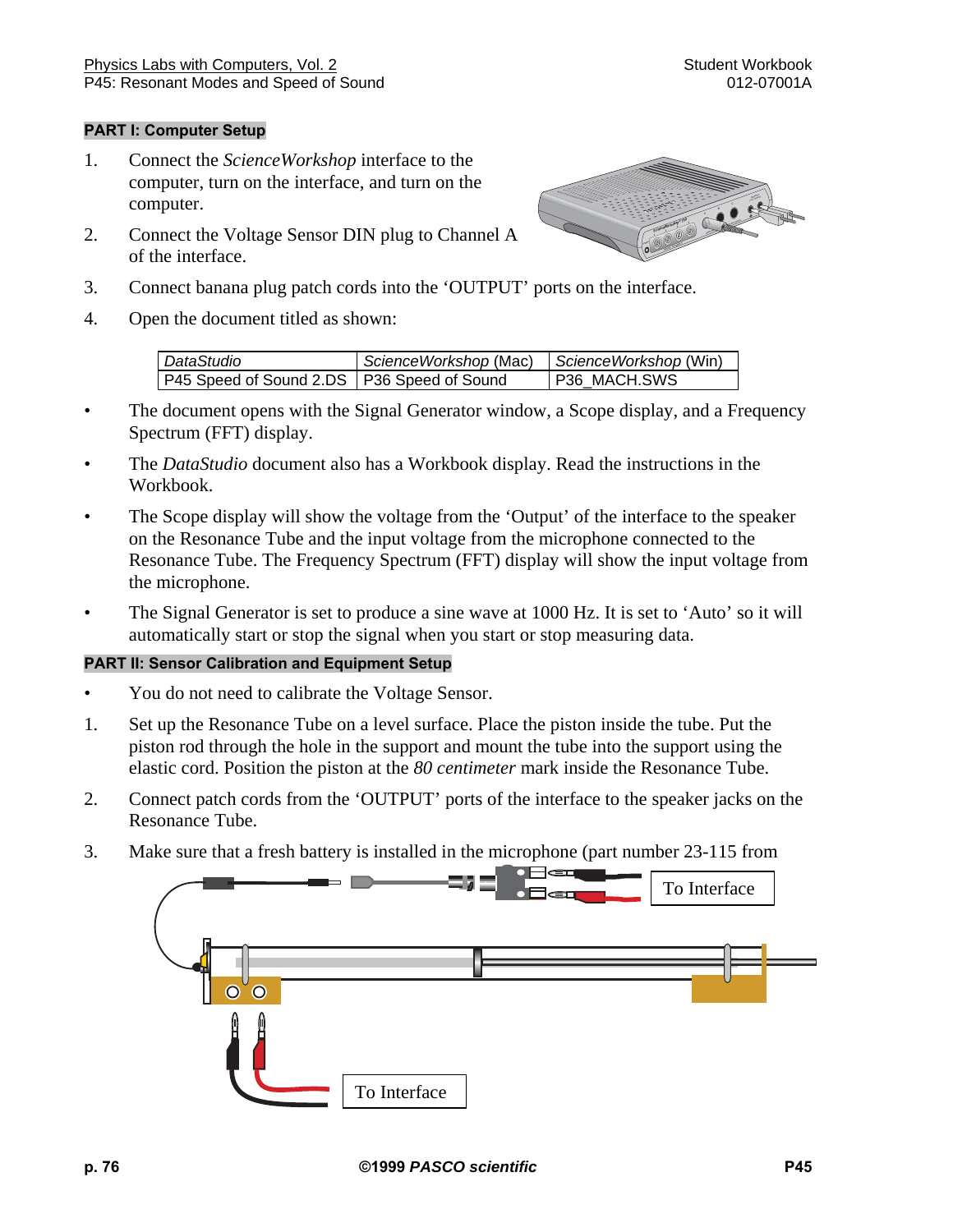## PART I: Computer Setup

1. Connect the *ScienceWorkshop* interface to the computer, turn on the interface, and turn on the computer.
2. Connect the Voltage Sensor DIN plug to Channel A of the interface.
3. Connect banana plug patch cords into the 'OUTPUT' ports on the interface.
4. Open the document titled as shown:

| *DataStudio* | *ScienceWorkshop* (Mac) | *ScienceWorkshop* (Win) |
|---|---|---|
| P45 Speed of Sound 2.DS | P36 Speed of Sound | P36_MACH.SWS |

- The document opens with the Signal Generator window, a Scope display, and a Frequency Spectrum (FFT) display.
- The *DataStudio* document also has a Workbook display. Read the instructions in the Workbook.
- The Scope display will show the voltage from the 'Output' of the interface to the speaker on the Resonance Tube and the input voltage from the microphone connected to the Resonance Tube. The Frequency Spectrum (FFT) display will show the input voltage from the microphone.
- The Signal Generator is set to produce a sine wave at 1000 Hz. It is set to 'Auto' so it will automatically start or stop the signal when you start or stop measuring data.

## PART II: Sensor Calibration and Equipment Setup

- You do not need to calibrate the Voltage Sensor.

1. Set up the Resonance Tube on a level surface. Place the piston inside the tube. Put the piston rod through the hole in the support and mount the tube into the support using the elastic cord. Position the piston at the *80 centimeter* mark inside the Resonance Tube.
2. Connect patch cords from the 'OUTPUT' ports of the interface to the speaker jacks on the Resonance Tube.
3. Make sure that a fresh battery is installed in the microphone (part number 23-115 from

To Interface

To Interface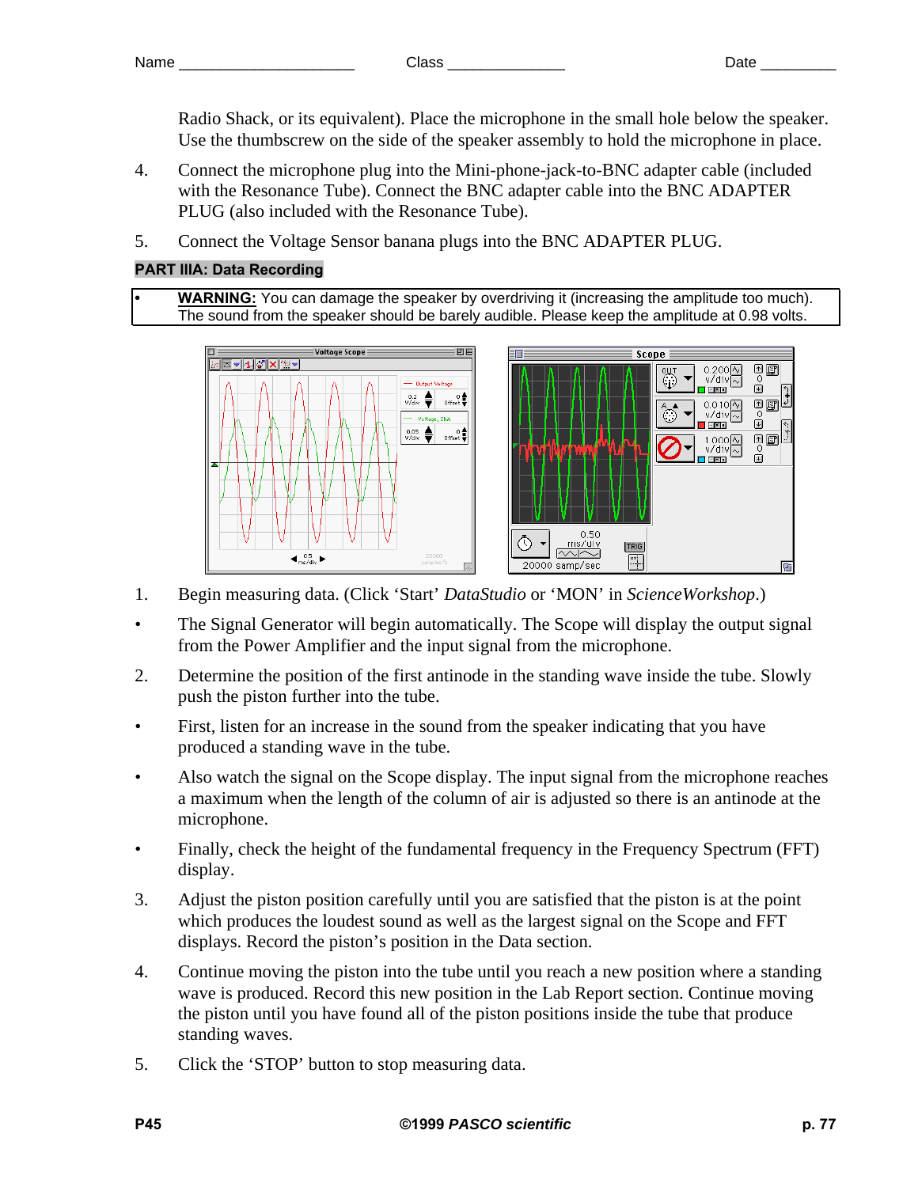Radio Shack, or its equivalent). Place the microphone in the small hole below the speaker. Use the thumbscrew on the side of the speaker assembly to hold the microphone in place.

4. Connect the microphone plug into the Mini-phone-jack-to-BNC adapter cable (included with the Resonance Tube). Connect the BNC adapter cable into the BNC ADAPTER PLUG (also included with the Resonance Tube).

5. Connect the Voltage Sensor banana plugs into the BNC ADAPTER PLUG.

## PART IIIA: Data Recording

- **WARNING:** You can damage the speaker by overdriving it (increasing the amplitude too much). The sound from the speaker should be barely audible. Please keep the amplitude at 0.98 volts.

1. Begin measuring data. (Click 'Start' *DataStudio* or 'MON' in *ScienceWorkshop*.)

- The Signal Generator will begin automatically. The Scope will display the output signal from the Power Amplifier and the input signal from the microphone.

2. Determine the position of the first antinode in the standing wave inside the tube. Slowly push the piston further into the tube.

- First, listen for an increase in the sound from the speaker indicating that you have produced a standing wave in the tube.
- Also watch the signal on the Scope display. The input signal from the microphone reaches a maximum when the length of the column of air is adjusted so there is an antinode at the microphone.
- Finally, check the height of the fundamental frequency in the Frequency Spectrum (FFT) display.

3. Adjust the piston position carefully until you are satisfied that the piston is at the point which produces the loudest sound as well as the largest signal on the Scope and FFT displays. Record the piston's position in the Data section.

4. Continue moving the piston into the tube until you reach a new position where a standing wave is produced. Record this new position in the Lab Report section. Continue moving the piston until you have found all of the piston positions inside the tube that produce standing waves.

5. Click the 'STOP' button to stop measuring data.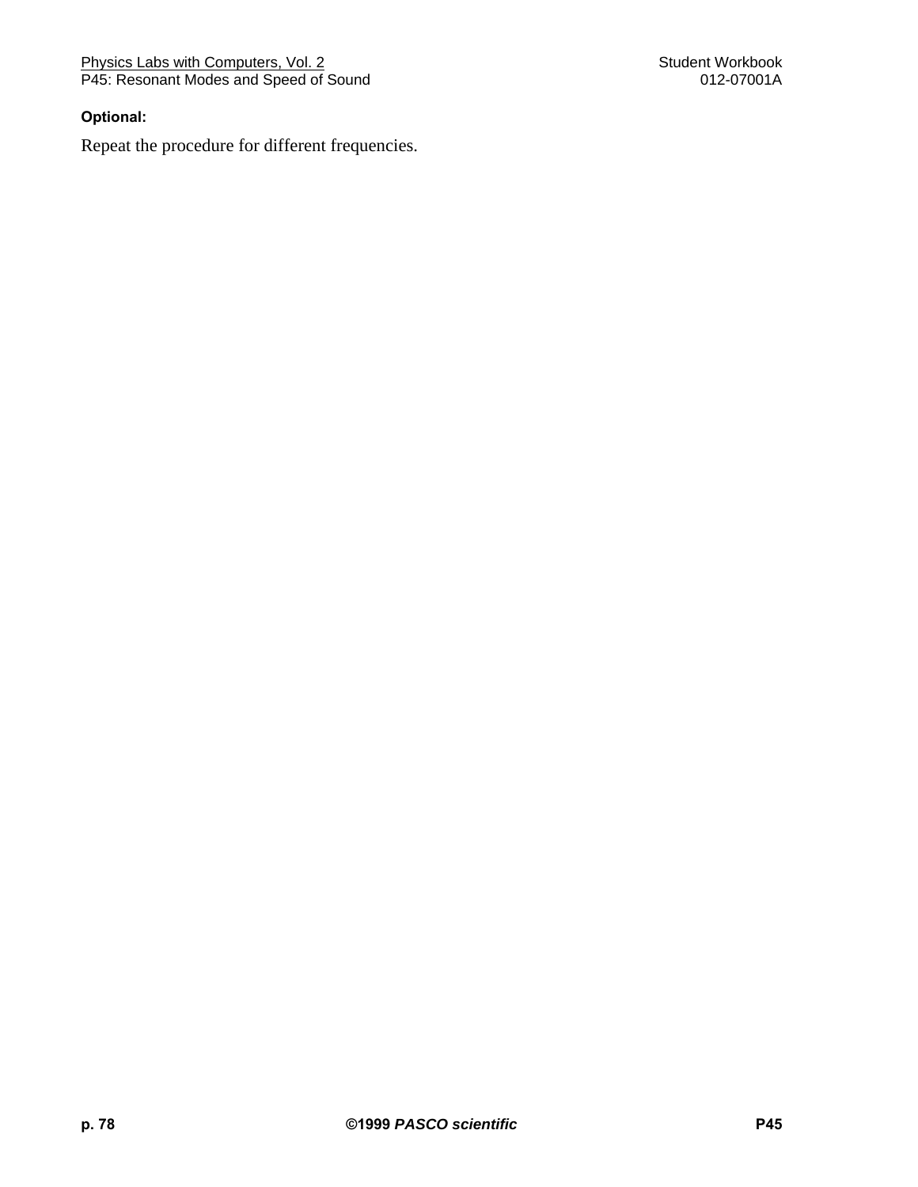**Optional:**

Repeat the procedure for different frequencies.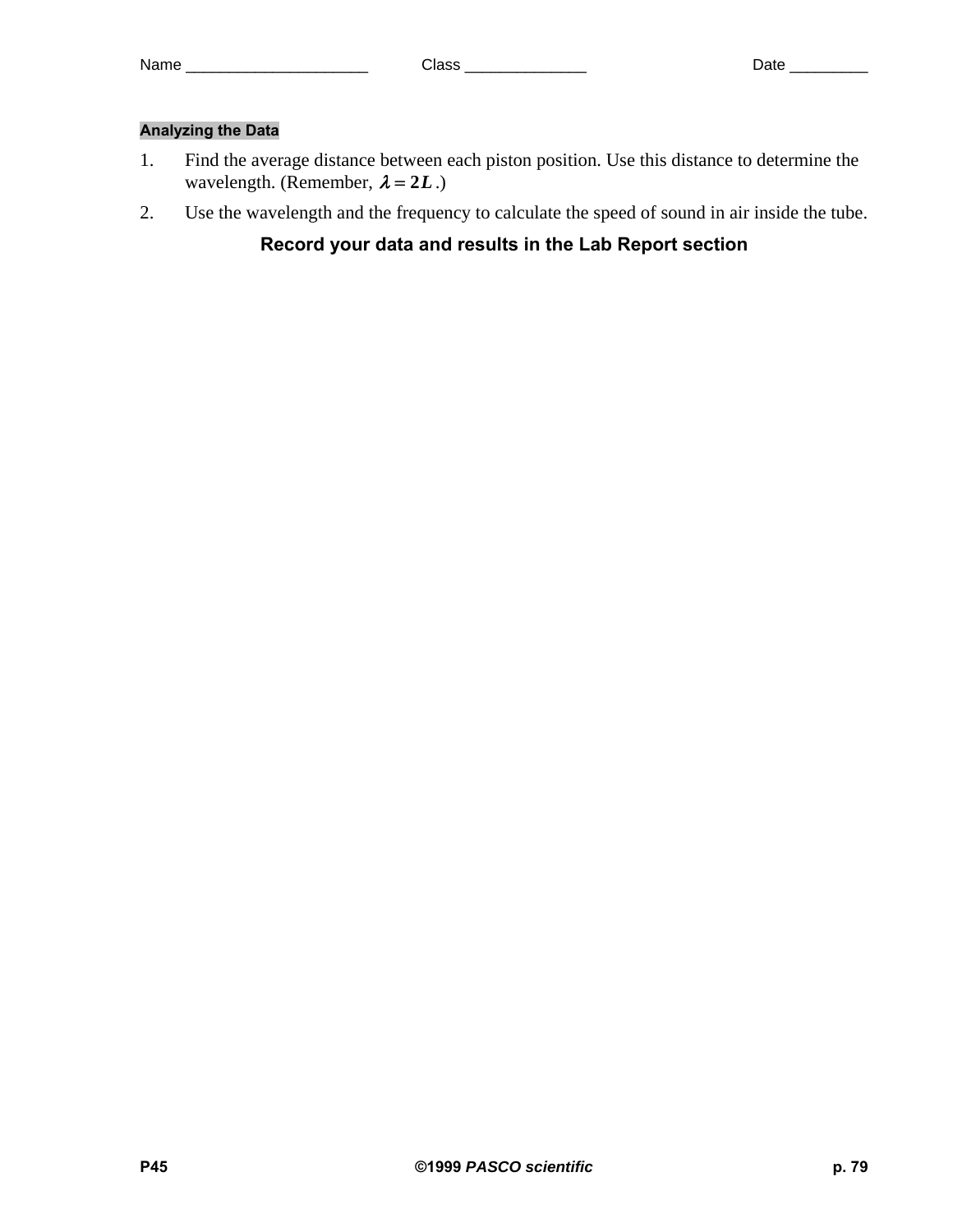Name _____________________ Class ______________ Date _________

## Analyzing the Data

1. Find the average distance between each piston position. Use this distance to determine the wavelength. (Remember, $\boldsymbol{\lambda = 2L}$.)
2. Use the wavelength and the frequency to calculate the speed of sound in air inside the tube.

**Record your data and results in the Lab Report section**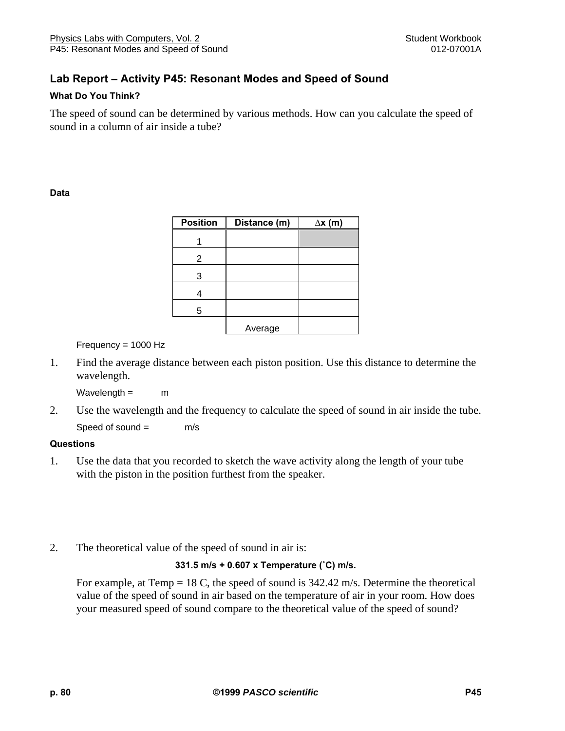## Lab Report – Activity P45: Resonant Modes and Speed of Sound

### What Do You Think?

The speed of sound can be determined by various methods. How can you calculate the speed of sound in a column of air inside a tube?

### Data

| Position | Distance (m) | ∆x (m) |
|---|---|---|
| 1 | | |
| 2 | | |
| 3 | | |
| 4 | | |
| 5 | | |
| | Average | |

Frequency = 1000 Hz

1. Find the average distance between each piston position. Use this distance to determine the wavelength.

   Wavelength = m

2. Use the wavelength and the frequency to calculate the speed of sound in air inside the tube.

   Speed of sound = m/s

### Questions

1. Use the data that you recorded to sketch the wave activity along the length of your tube with the piston in the position furthest from the speaker.

2. The theoretical value of the speed of sound in air is:

   **331.5 m/s + 0.607 x Temperature (˚C) m/s.**

   For example, at Temp = 18 C, the speed of sound is 342.42 m/s. Determine the theoretical value of the speed of sound in air based on the temperature of air in your room. How does your measured speed of sound compare to the theoretical value of the speed of sound?